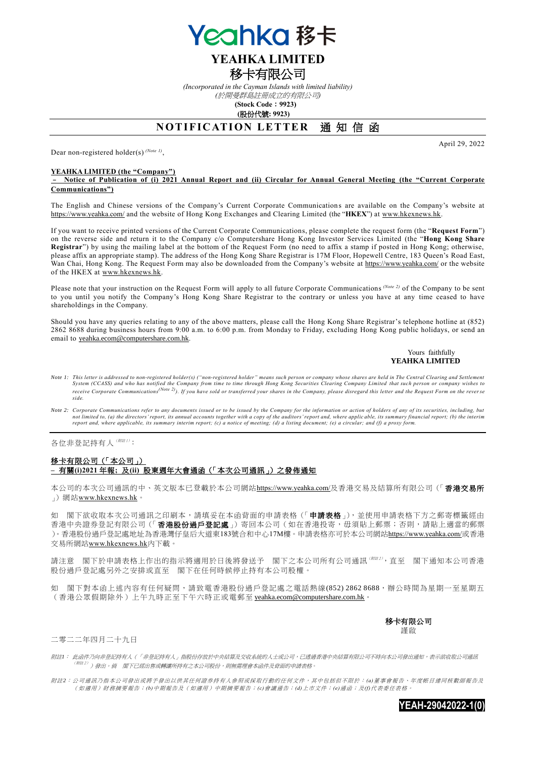# YEAHKA LIMITED

# 移卡有限公司

*(Incorporated in the Cayman Islands with limited liability)*

*(於開曼群島註冊成立的有限公司)*

**(Stock Code：9923)**

**(股份代號: 9923)**

## NOTIFICATION LETTER 通知信函

April 29, 2022

Dear non-registered holder(s) *(Note 1)*,

**YEAHKA LIMITED (the "Company")**
**– Notice of Publication of (i) 2021 Annual Report and (ii) Circular for Annual General Meeting (the "Current Corporate Communications")**

The English and Chinese versions of the Company's Current Corporate Communications are available on the Company's website at https://www.yeahka.com/ and the website of Hong Kong Exchanges and Clearing Limited (the "**HKEX**") at www.hkexnews.hk.

If you want to receive printed versions of the Current Corporate Communications, please complete the request form (the "**Request Form**") on the reverse side and return it to the Company c/o Computershare Hong Kong Investor Services Limited (the "**Hong Kong Share Registrar**") by using the mailing label at the bottom of the Request Form (no need to affix a stamp if posted in Hong Kong; otherwise, please affix an appropriate stamp). The address of the Hong Kong Share Registrar is 17M Floor, Hopewell Centre, 183 Queen's Road East, Wan Chai, Hong Kong. The Request Form may also be downloaded from the Company's website at https://www.yeahka.com/ or the website of the HKEX at www.hkexnews.hk.

Please note that your instruction on the Request Form will apply to all future Corporate Communications *(Note 2)* of the Company to be sent to you until you notify the Company's Hong Kong Share Registrar to the contrary or unless you have at any time ceased to have shareholdings in the Company.

Should you have any queries relating to any of the above matters, please call the Hong Kong Share Registrar's telephone hotline at (852) 2862 8688 during business hours from 9:00 a.m. to 6:00 p.m. from Monday to Friday, excluding Hong Kong public holidays, or send an email to yeahka.ecom@computershare.com.hk.

Yours faithfully
**YEAHKA LIMITED**

*Note 1: This letter is addressed to non-registered holder(s) ("non-registered holder" means such person or company whose shares are held in The Central Clearing and Settlement System (CCASS) and who has notified the Company from time to time through Hong Kong Securities Clearing Company Limited that such person or company wishes to receive Corporate Communications (Note 2)). If you have sold or transferred your shares in the Company, please disregard this letter and the Request Form on the reverse side.*

*Note 2: Corporate Communications refer to any documents issued or to be issued by the Company for the information or action of holders of any of its securities, including, but not limited to, (a) the directors' report, its annual accounts together with a copy of the auditors' report and, where applicable, its summary financial report; (b) the interim report and, where applicable, its summary interim report; (c) a notice of meeting; (d) a listing document; (e) a circular; and (f) a proxy form.*

---

各位非登記持有人 *(附註1)*：

**移卡有限公司（「本公司」）**
**– 有關(i)2021 年報；及(ii) 股東週年大會通函（「本次公司通訊」）之發佈通知**

本公司的本次公司通訊的中、英文版本已登載於本公司網站https://www.yeahka.com/及香港交易及結算所有限公司（「**香港交易所**」）網站www.hkexnews.hk。

如 閣下欲收取本次公司通訊之印刷本，請填妥在本函背面的申請表格（「**申請表格**」），並使用申請表格下方之郵寄標籤經由香港中央證券登記有限公司（「**香港股份過戶登記處**」）寄回本公司（如在香港投寄，毋須貼上郵票；否則，請貼上適當的郵票）。香港股份過戶登記處地址為香港灣仔皇后大道東183號合和中心17M樓。申請表格亦可於本公司網站https://www.yeahka.com/或香港交易所網站www.hkexnews.hk內下載。

請注意 閣下於申請表格上作出的指示將適用於日後將發送予 閣下之本公司所有公司通訊 *(附註2)*，直至 閣下通知本公司香港股份過戶登記處另外之安排或直至 閣下在任何時候停止持有本公司股權。

如 閣下對本函上述內容有任何疑問，請致電香港股份過戶登記處之電話熱線(852) 2862 8688，辦公時間為星期一至星期五（香港公眾假期除外）上午九時正至下午六時正或電郵至 yeahka.ecom@computershare.com.hk。

**移卡有限公司**
謹啟

二零二二年四月二十九日

*附註1：此函件乃向非登記持有人（「非登記持有人」指股份存放於中央結算及交收系統的人士或公司，已透過香港中央結算有限公司不時向本公司發出通知，表示欲收取公司通訊(附註2)）發出。倘 閣下已經出售或轉讓所持有之本公司股份，則無需理會本函件及背面的申請表格。*

*附註2：公司通訊乃指本公司發出或將予發出以供其任何證券持有人參照或採取行動的任何文件，其中包括但不限於：(a)董事會報告、年度帳目連同核數師報告及（如適用）財務摘要報告；(b)中期報告及（如適用）中期摘要報告；(c)會議通告；(d)上市文件；(e)通函；及(f)代表委任表格。*

**YEAH-29042022-1(0)**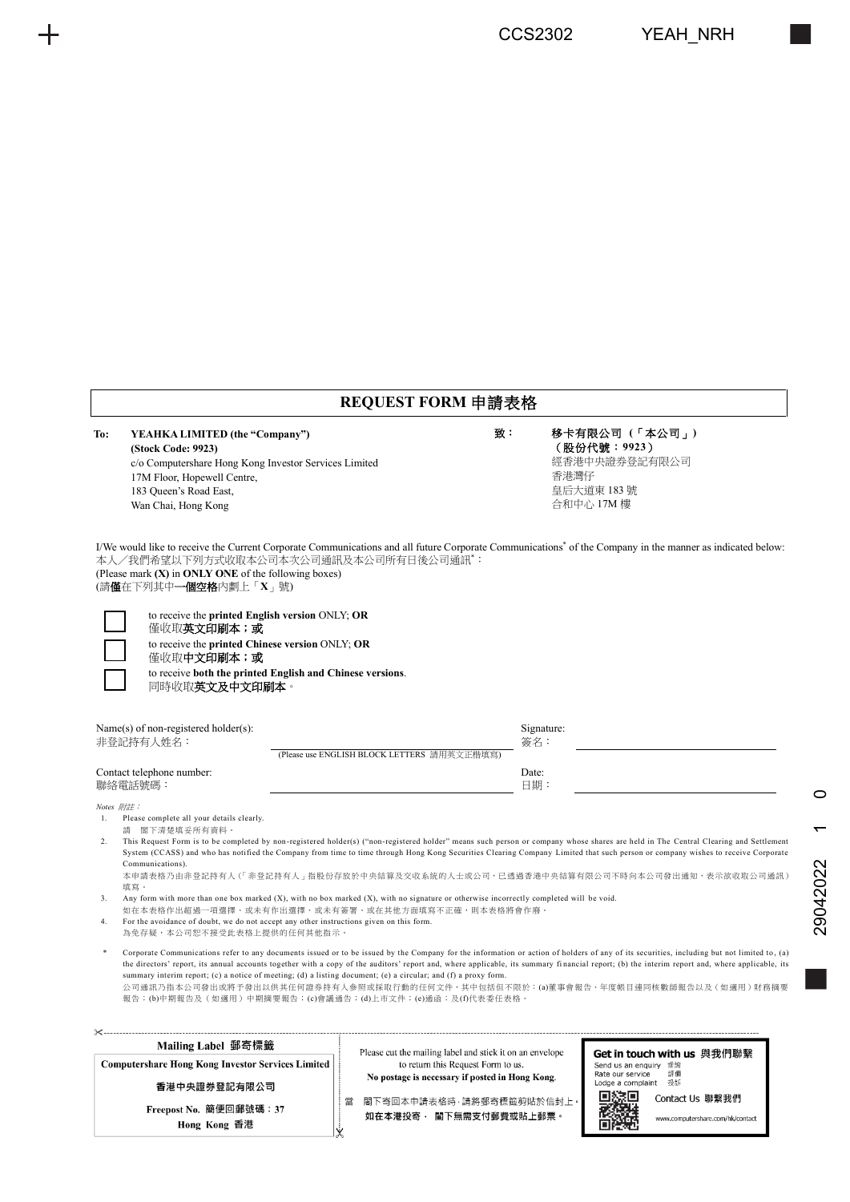# REQUEST FORM 申請表格

**To:** **YEAHKA LIMITED (the "Company")**
**(Stock Code: 9923)**
c/o Computershare Hong Kong Investor Services Limited
17M Floor, Hopewell Centre,
183 Queen's Road East,
Wan Chai, Hong Kong

**致：** **移卡有限公司（「本公司」）**
**（股份代號：9923）**
經香港中央證券登記有限公司
香港灣仔
皇后大道東 183 號
合和中心 17M 樓

I/We would like to receive the Current Corporate Communications and all future Corporate Communications* of the Company in the manner as indicated below:
本人／我們希望以下列方式收取本公司本次公司通訊及本公司所有日後公司通訊*：
(Please mark **(X)** in **ONLY ONE** of the following boxes)
(請**僅**在下列其中**一個空格**內劃上「**X**」號)

☐ to receive the **printed English version** ONLY; **OR**
僅收取**英文印刷本；或**

☐ to receive the **printed Chinese version** ONLY; **OR**
僅收取**中文印刷本；或**

☐ to receive **both the printed English and Chinese versions**.
同時收取**英文及中文印刷本**。

Name(s) of non-registered holder(s):
非登記持有人姓名：
(Please use ENGLISH BLOCK LETTERS 請用英文正楷填寫)

Signature:
簽名：

Contact telephone number:
聯絡電話號碼：

Date:
日期：

*Notes 附註：*

1. Please complete all your details clearly.
   請 閣下清楚填妥所有資料。
2. This Request Form is to be completed by non-registered holder(s) ("non-registered holder" means such person or company whose shares are held in The Central Clearing and Settlement System (CCASS) and who has notified the Company from time to time through Hong Kong Securities Clearing Company Limited that such person or company wishes to receive Corporate Communications).
   本申請表格乃由非登記持有人（「非登記持有人」指股份存放於中央結算及交收系統的人士或公司，已透過香港中央結算有限公司不時向本公司發出通知，表示欲收取公司通訊）填寫。
3. Any form with more than one box marked (X), with no box marked (X), with no signature or otherwise incorrectly completed will be void.
   如在本表格作出超過一項選擇、或未有作出選擇、或未有簽署、或在其他方面填寫不正確，則本表格將會作廢。
4. For the avoidance of doubt, we do not accept any other instructions given on this form.
   為免存疑，本公司恕不接受此表格上提供的任何其他指示。

\* Corporate Communications refer to any documents issued or to be issued by the Company for the information or action of holders of any of its securities, including but not limited to, (a) the directors' report, its annual accounts together with a copy of the auditors' report and, where applicable, its summary financial report; (b) the interim report and, where applicable, its summary interim report; (c) a notice of meeting; (d) a listing document; (e) a circular; and (f) a proxy form.
公司通訊乃指本公司發出或將予發出以供其任何證券持有人參照或採取行動的任何文件，其中包括但不限於：(a)董事會報告、年度帳目連同核數師報告以及（如適用）財務摘要報告；(b)中期報告及（如適用）中期摘要報告；(c)會議通告；(d)上市文件；(e)通函；及(f)代表委任表格。

**Mailing Label 郵寄標籤**
**Computershare Hong Kong Investor Services Limited**
**香港中央證券登記有限公司**
**Freepost No. 簡便回郵號碼：37**
**Hong Kong 香港**

Please cut the mailing label and stick it on an envelope to return this Request Form to us.
**No postage is necessary if posted in Hong Kong.**
當 閣下寄回本申請表格時，請將郵寄標籤剪貼於信封上。
**如在本港投寄， 閣下無需支付郵費或貼上郵票。**

**Get in touch with us 與我們聯繫**
Send us an enquiry 查詢
Rate our service 評價
Lodge a complaint 投訴
Contact Us 聯繫我們
www.computershare.com/hk/contact